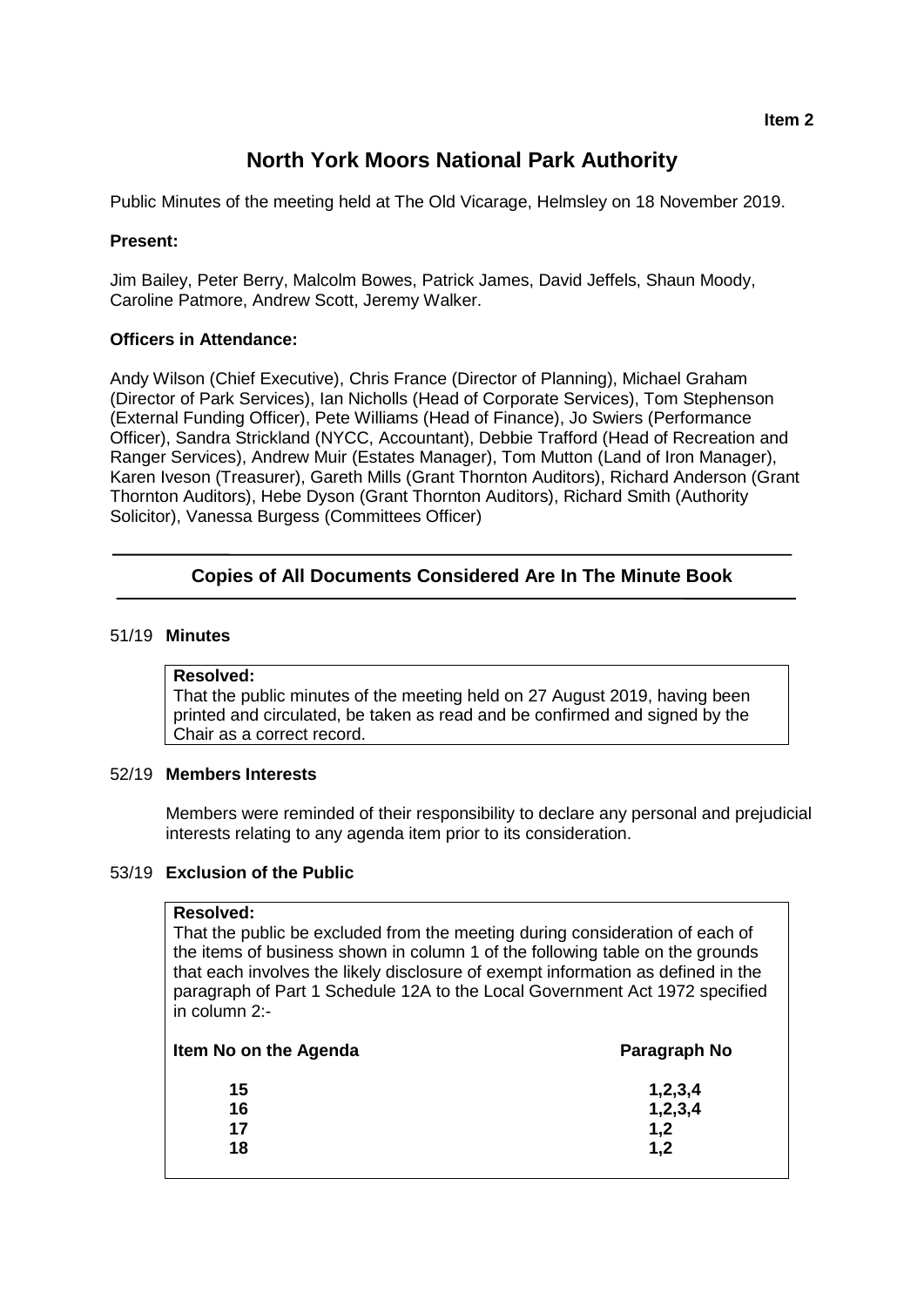Item 2

# North York Moors National Park Authority

Public Minutes of the meeting held at The Old Vicarage, Helmsley on 18 November 2019.

**Present:**

Jim Bailey, Peter Berry, Malcolm Bowes, Patrick James, David Jeffels, Shaun Moody, Caroline Patmore, Andrew Scott, Jeremy Walker.

**Officers in Attendance:**

Andy Wilson (Chief Executive), Chris France (Director of Planning), Michael Graham (Director of Park Services), Ian Nicholls (Head of Corporate Services), Tom Stephenson (External Funding Officer), Pete Williams (Head of Finance), Jo Swiers (Performance Officer), Sandra Strickland (NYCC, Accountant), Debbie Trafford (Head of Recreation and Ranger Services), Andrew Muir (Estates Manager), Tom Mutton (Land of Iron Manager), Karen Iveson (Treasurer), Gareth Mills (Grant Thornton Auditors), Richard Anderson (Grant Thornton Auditors), Hebe Dyson (Grant Thornton Auditors), Richard Smith (Authority Solicitor), Vanessa Burgess (Committees Officer)

---

### Copies of All Documents Considered Are In The Minute Book

---

51/19 **Minutes**

**Resolved:**
That the public minutes of the meeting held on 27 August 2019, having been printed and circulated, be taken as read and be confirmed and signed by the Chair as a correct record.

52/19 **Members Interests**

Members were reminded of their responsibility to declare any personal and prejudicial interests relating to any agenda item prior to its consideration.

53/19 **Exclusion of the Public**

**Resolved:**
That the public be excluded from the meeting during consideration of each of the items of business shown in column 1 of the following table on the grounds that each involves the likely disclosure of exempt information as defined in the paragraph of Part 1 Schedule 12A to the Local Government Act 1972 specified in column 2:-

| Item No on the Agenda | Paragraph No |
|---|---|
| 15 | 1,2,3,4 |
| 16 | 1,2,3,4 |
| 17 | 1,2 |
| 18 | 1,2 |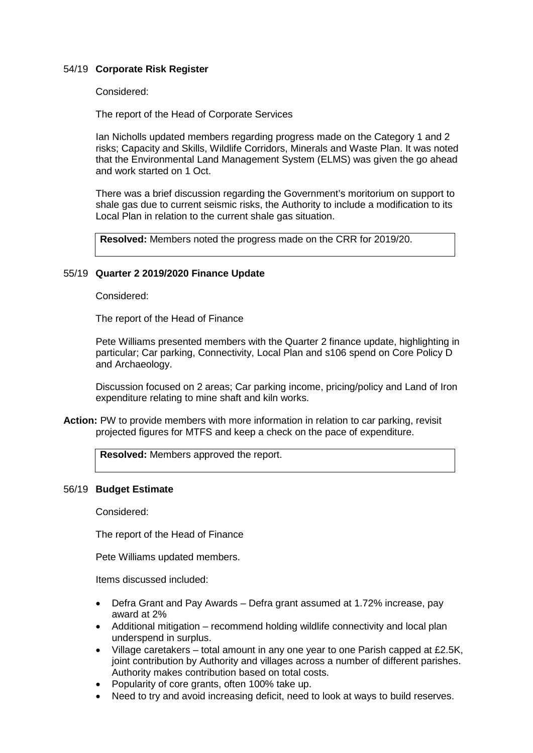## 54/19 **Corporate Risk Register**

Considered:

The report of the Head of Corporate Services

Ian Nicholls updated members regarding progress made on the Category 1 and 2 risks; Capacity and Skills, Wildlife Corridors, Minerals and Waste Plan. It was noted that the Environmental Land Management System (ELMS) was given the go ahead and work started on 1 Oct.

There was a brief discussion regarding the Government's moritorium on support to shale gas due to current seismic risks, the Authority to include a modification to its Local Plan in relation to the current shale gas situation.

**Resolved:** Members noted the progress made on the CRR for 2019/20.

## 55/19 **Quarter 2 2019/2020 Finance Update**

Considered:

The report of the Head of Finance

Pete Williams presented members with the Quarter 2 finance update, highlighting in particular; Car parking, Connectivity, Local Plan and s106 spend on Core Policy D and Archaeology.

Discussion focused on 2 areas; Car parking income, pricing/policy and Land of Iron expenditure relating to mine shaft and kiln works.

**Action:** PW to provide members with more information in relation to car parking, revisit projected figures for MTFS and keep a check on the pace of expenditure.

**Resolved:** Members approved the report.

## 56/19 **Budget Estimate**

Considered:

The report of the Head of Finance

Pete Williams updated members.

Items discussed included:

- Defra Grant and Pay Awards – Defra grant assumed at 1.72% increase, pay award at 2%
- Additional mitigation – recommend holding wildlife connectivity and local plan underspend in surplus.
- Village caretakers – total amount in any one year to one Parish capped at £2.5K, joint contribution by Authority and villages across a number of different parishes. Authority makes contribution based on total costs.
- Popularity of core grants, often 100% take up.
- Need to try and avoid increasing deficit, need to look at ways to build reserves.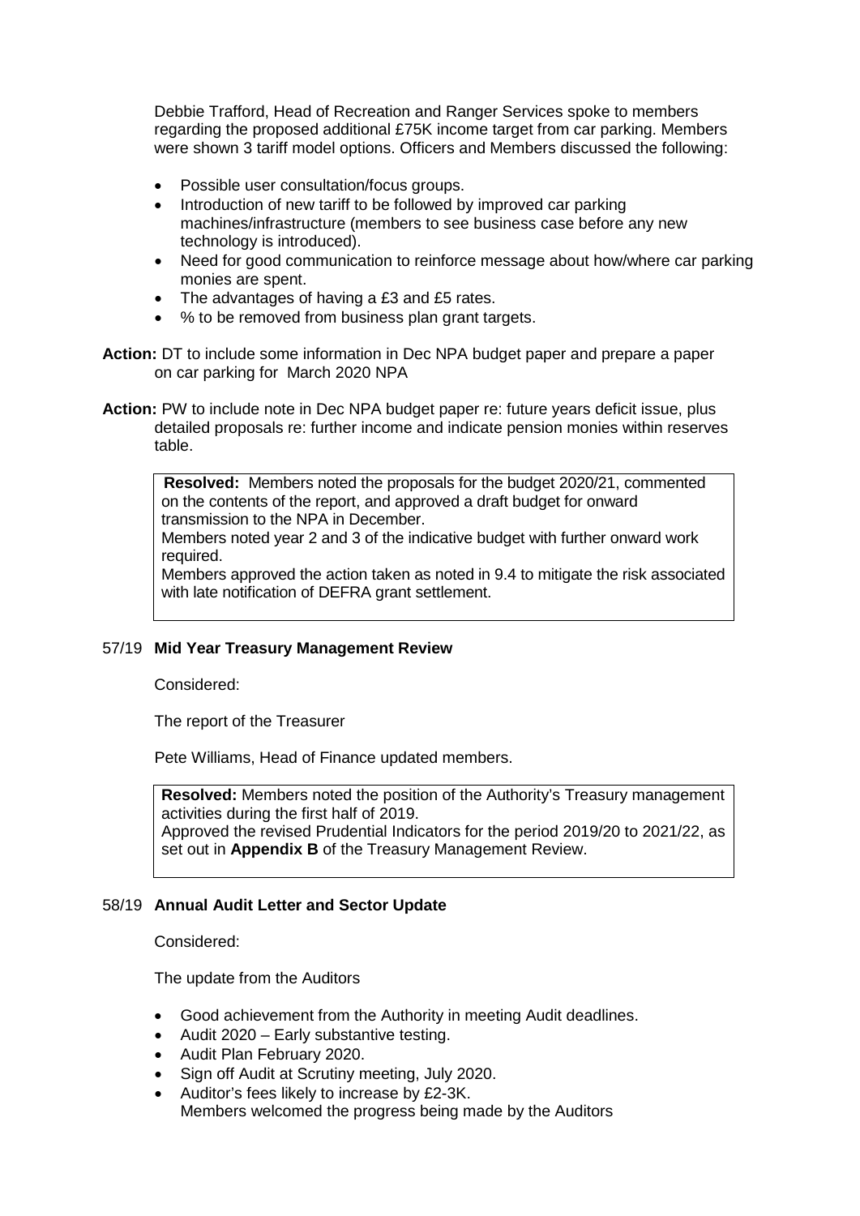Debbie Trafford, Head of Recreation and Ranger Services spoke to members regarding the proposed additional £75K income target from car parking. Members were shown 3 tariff model options. Officers and Members discussed the following:

- Possible user consultation/focus groups.
- Introduction of new tariff to be followed by improved car parking machines/infrastructure (members to see business case before any new technology is introduced).
- Need for good communication to reinforce message about how/where car parking monies are spent.
- The advantages of having a £3 and £5 rates.
- % to be removed from business plan grant targets.

**Action:** DT to include some information in Dec NPA budget paper and prepare a paper on car parking for March 2020 NPA

**Action:** PW to include note in Dec NPA budget paper re: future years deficit issue, plus detailed proposals re: further income and indicate pension monies within reserves table.

> **Resolved:** Members noted the proposals for the budget 2020/21, commented on the contents of the report, and approved a draft budget for onward transmission to the NPA in December.
> Members noted year 2 and 3 of the indicative budget with further onward work required.
> Members approved the action taken as noted in 9.4 to mitigate the risk associated with late notification of DEFRA grant settlement.

## 57/19 Mid Year Treasury Management Review

Considered:

The report of the Treasurer

Pete Williams, Head of Finance updated members.

> **Resolved:** Members noted the position of the Authority's Treasury management activities during the first half of 2019.
> Approved the revised Prudential Indicators for the period 2019/20 to 2021/22, as set out in **Appendix B** of the Treasury Management Review.

## 58/19 Annual Audit Letter and Sector Update

Considered:

The update from the Auditors

- Good achievement from the Authority in meeting Audit deadlines.
- Audit 2020 – Early substantive testing.
- Audit Plan February 2020.
- Sign off Audit at Scrutiny meeting, July 2020.
- Auditor's fees likely to increase by £2-3K.
  Members welcomed the progress being made by the Auditors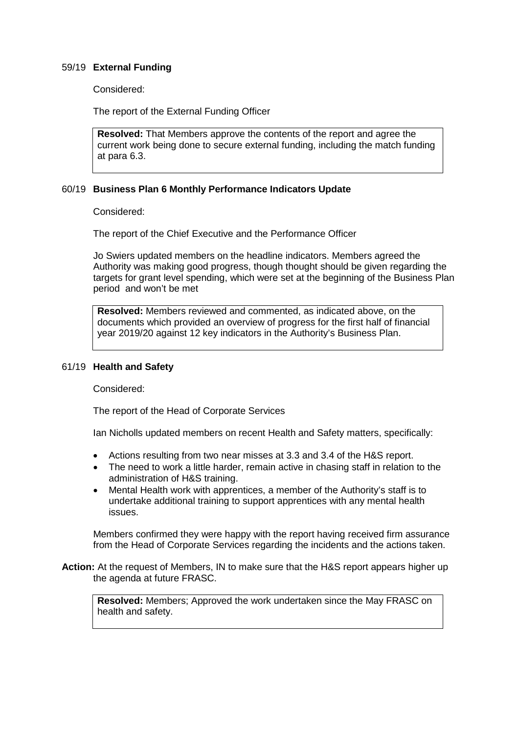### 59/19 **External Funding**

Considered:

The report of the External Funding Officer

> **Resolved:** That Members approve the contents of the report and agree the current work being done to secure external funding, including the match funding at para 6.3.

### 60/19 **Business Plan 6 Monthly Performance Indicators Update**

Considered:

The report of the Chief Executive and the Performance Officer

Jo Swiers updated members on the headline indicators. Members agreed the Authority was making good progress, though thought should be given regarding the targets for grant level spending, which were set at the beginning of the Business Plan period and won't be met

> **Resolved:** Members reviewed and commented, as indicated above, on the documents which provided an overview of progress for the first half of financial year 2019/20 against 12 key indicators in the Authority's Business Plan.

### 61/19 **Health and Safety**

Considered:

The report of the Head of Corporate Services

Ian Nicholls updated members on recent Health and Safety matters, specifically:

- Actions resulting from two near misses at 3.3 and 3.4 of the H&S report.
- The need to work a little harder, remain active in chasing staff in relation to the administration of H&S training.
- Mental Health work with apprentices, a member of the Authority's staff is to undertake additional training to support apprentices with any mental health issues.

Members confirmed they were happy with the report having received firm assurance from the Head of Corporate Services regarding the incidents and the actions taken.

**Action:** At the request of Members, IN to make sure that the H&S report appears higher up the agenda at future FRASC.

> **Resolved:** Members; Approved the work undertaken since the May FRASC on health and safety.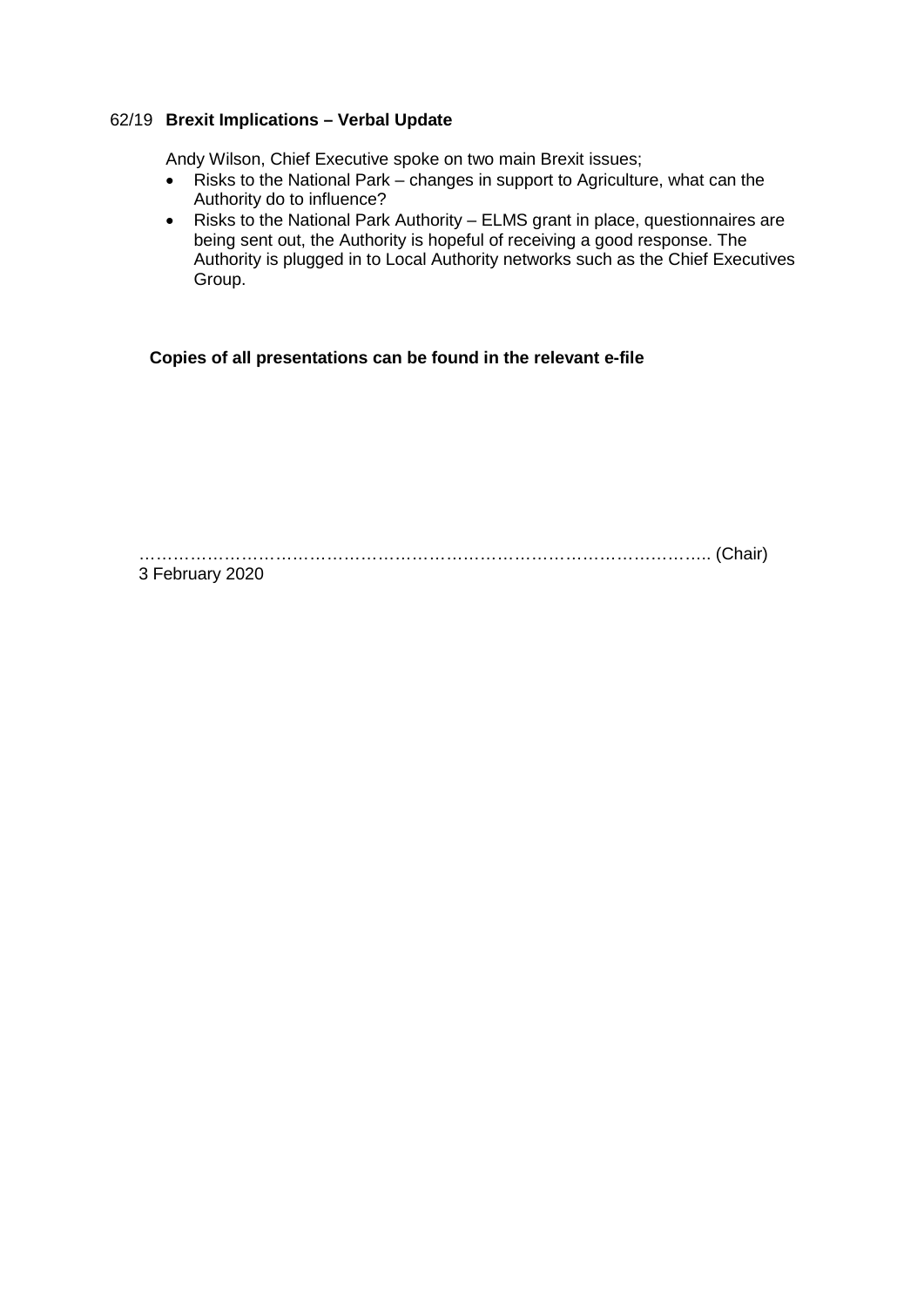62/19 **Brexit Implications – Verbal Update**

Andy Wilson, Chief Executive spoke on two main Brexit issues;

- Risks to the National Park – changes in support to Agriculture, what can the Authority do to influence?
- Risks to the National Park Authority – ELMS grant in place, questionnaires are being sent out, the Authority is hopeful of receiving a good response. The Authority is plugged in to Local Authority networks such as the Chief Executives Group.

**Copies of all presentations can be found in the relevant e-file**

……………………………………………………………………………………….. (Chair)
3 February 2020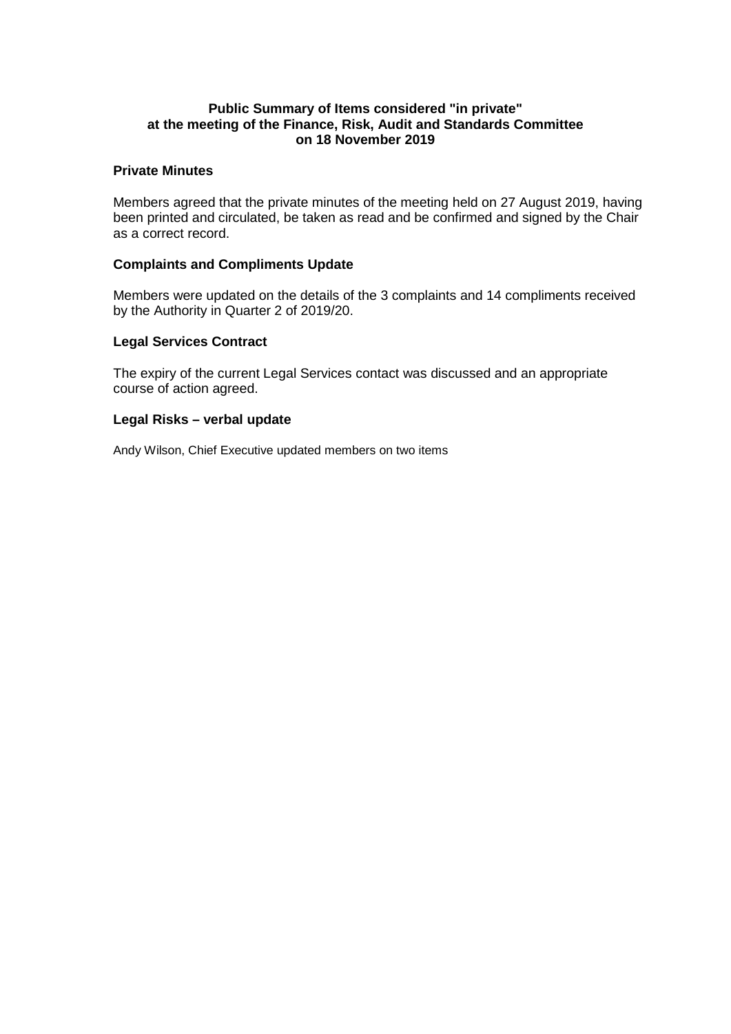**Public Summary of Items considered "in private" at the meeting of the Finance, Risk, Audit and Standards Committee on 18 November 2019**

**Private Minutes**

Members agreed that the private minutes of the meeting held on 27 August 2019, having been printed and circulated, be taken as read and be confirmed and signed by the Chair as a correct record.

**Complaints and Compliments Update**

Members were updated on the details of the 3 complaints and 14 compliments received by the Authority in Quarter 2 of 2019/20.

**Legal Services Contract**

The expiry of the current Legal Services contact was discussed and an appropriate course of action agreed.

**Legal Risks – verbal update**

Andy Wilson, Chief Executive updated members on two items